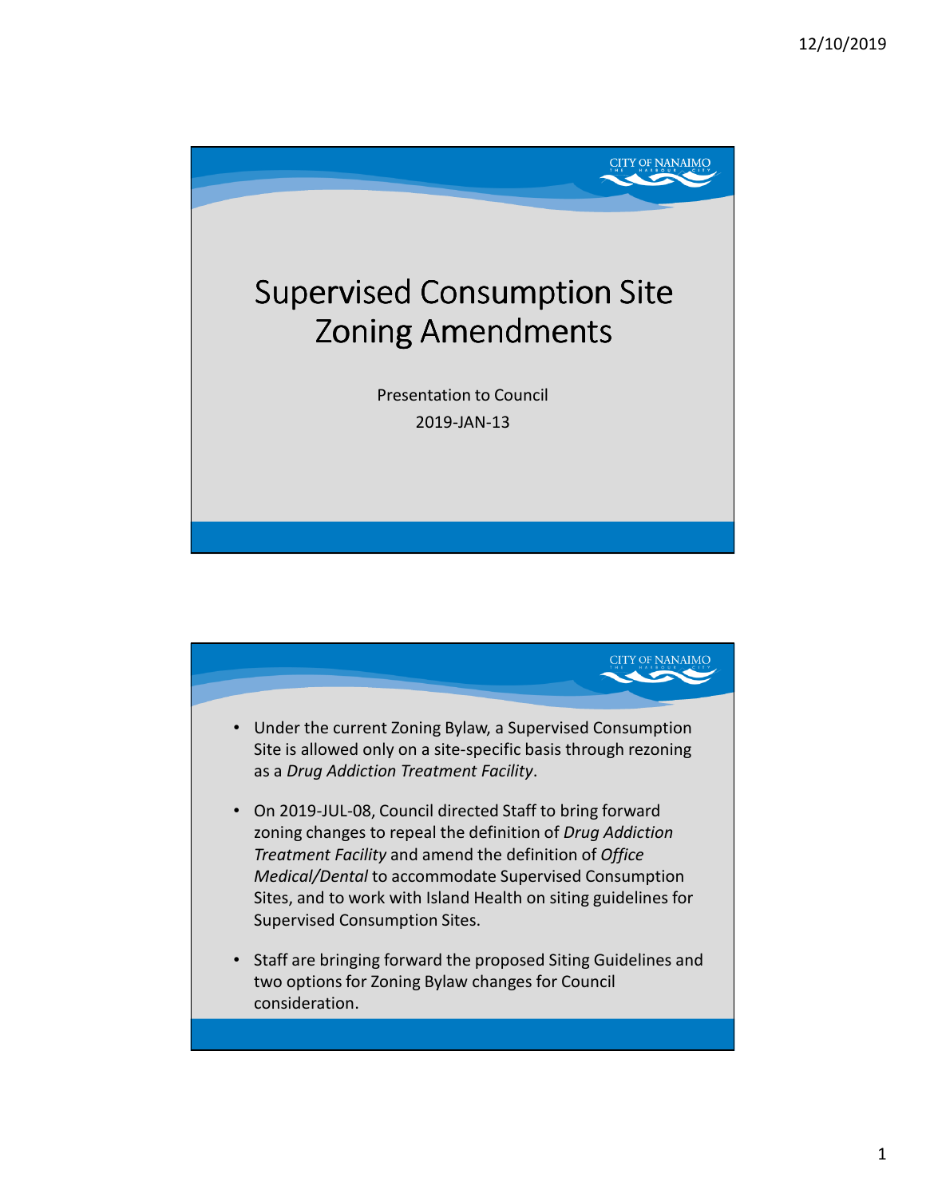# Supervised Consumption Site Zoning Amendments

Presentation to Council

2019-JAN-13

---

- Under the current Zoning Bylaw, a Supervised Consumption Site is allowed only on a site-specific basis through rezoning as a *Drug Addiction Treatment Facility*.
- On 2019-JUL-08, Council directed Staff to bring forward zoning changes to repeal the definition of *Drug Addiction Treatment Facility* and amend the definition of *Office Medical/Dental* to accommodate Supervised Consumption Sites, and to work with Island Health on siting guidelines for Supervised Consumption Sites.
- Staff are bringing forward the proposed Siting Guidelines and two options for Zoning Bylaw changes for Council consideration.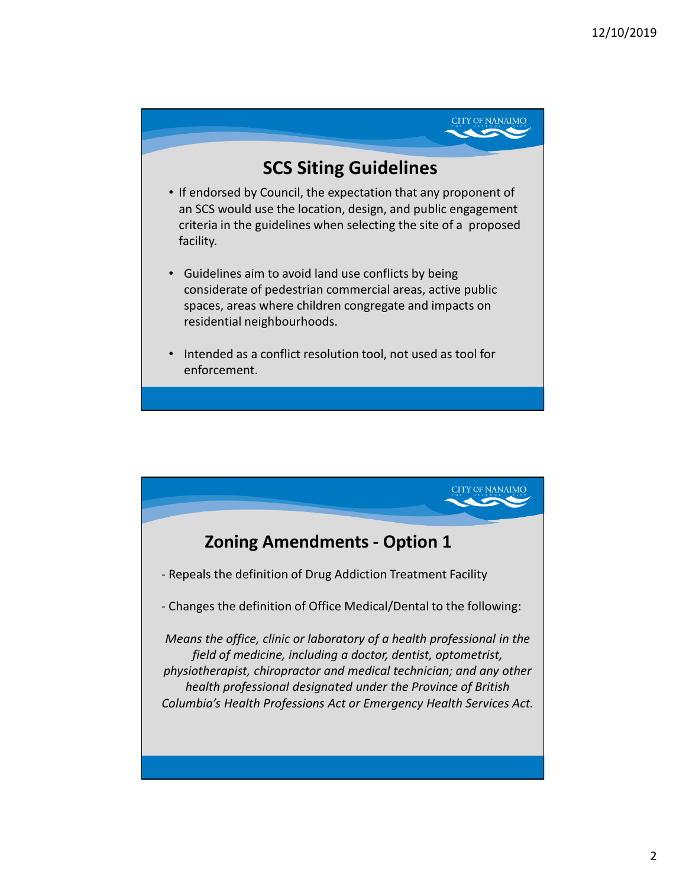## SCS Siting Guidelines

- If endorsed by Council, the expectation that any proponent of an SCS would use the location, design, and public engagement criteria in the guidelines when selecting the site of a proposed facility.
- Guidelines aim to avoid land use conflicts by being considerate of pedestrian commercial areas, active public spaces, areas where children congregate and impacts on residential neighbourhoods.
- Intended as a conflict resolution tool, not used as tool for enforcement.

## Zoning Amendments - Option 1

- Repeals the definition of Drug Addiction Treatment Facility

- Changes the definition of Office Medical/Dental to the following:

*Means the office, clinic or laboratory of a health professional in the field of medicine, including a doctor, dentist, optometrist, physiotherapist, chiropractor and medical technician; and any other health professional designated under the Province of British Columbia's Health Professions Act or Emergency Health Services Act.*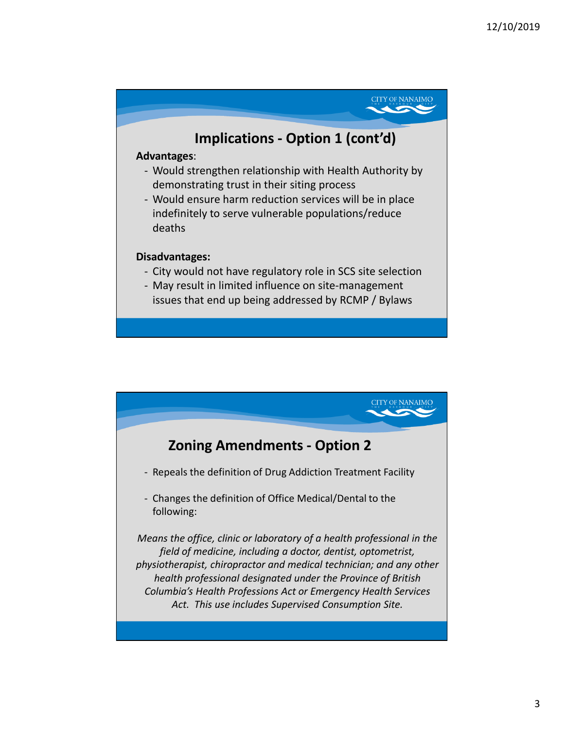## Implications - Option 1 (cont'd)

**Advantages**:

- Would strengthen relationship with Health Authority by demonstrating trust in their siting process
- Would ensure harm reduction services will be in place indefinitely to serve vulnerable populations/reduce deaths

**Disadvantages:**

- City would not have regulatory role in SCS site selection
- May result in limited influence on site-management issues that end up being addressed by RCMP / Bylaws

## Zoning Amendments - Option 2

- Repeals the definition of Drug Addiction Treatment Facility
- Changes the definition of Office Medical/Dental to the following:

*Means the office, clinic or laboratory of a health professional in the field of medicine, including a doctor, dentist, optometrist, physiotherapist, chiropractor and medical technician; and any other health professional designated under the Province of British Columbia's Health Professions Act or Emergency Health Services Act. This use includes Supervised Consumption Site.*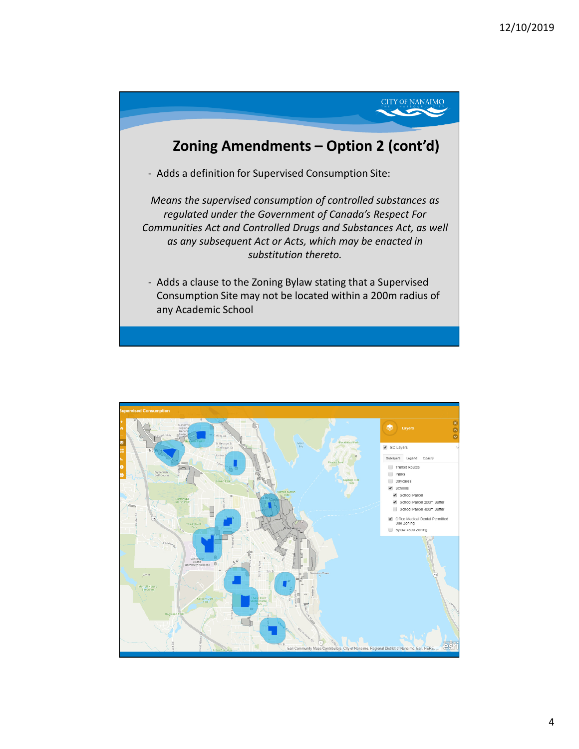## Zoning Amendments – Option 2 (cont'd)

- Adds a definition for Supervised Consumption Site:

*Means the supervised consumption of controlled substances as regulated under the Government of Canada's Respect For Communities Act and Controlled Drugs and Substances Act, as well as any subsequent Act or Acts, which may be enacted in substitution thereto.*

- Adds a clause to the Zoning Bylaw stating that a Supervised Consumption Site may not be located within a 200m radius of any Academic School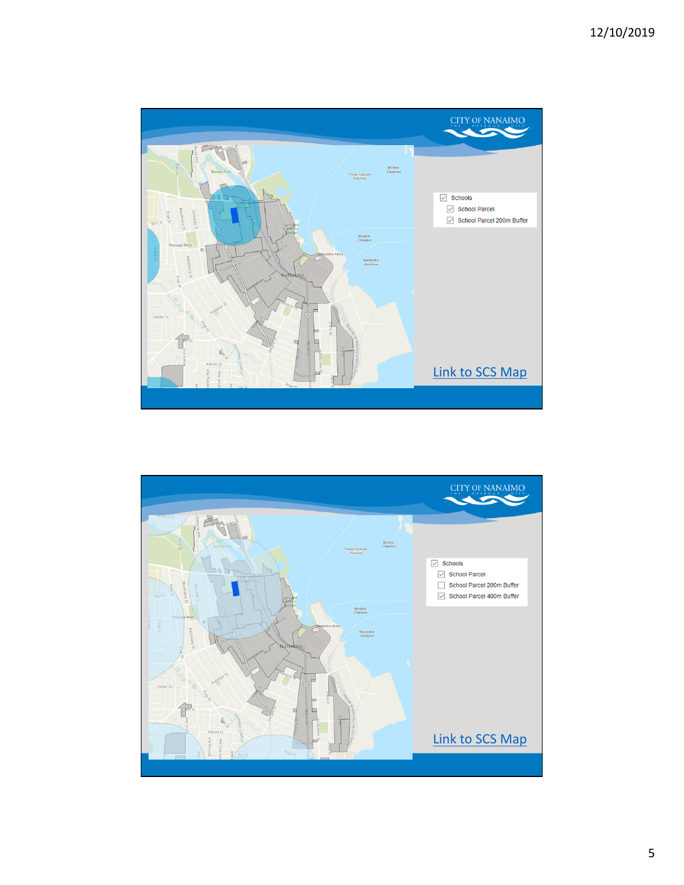Schools

- School Parcel
- School Parcel 200m Buffer

Link to SCS Map

Schools

- School Parcel
- School Parcel 200m Buffer
- School Parcel 400m Buffer

Link to SCS Map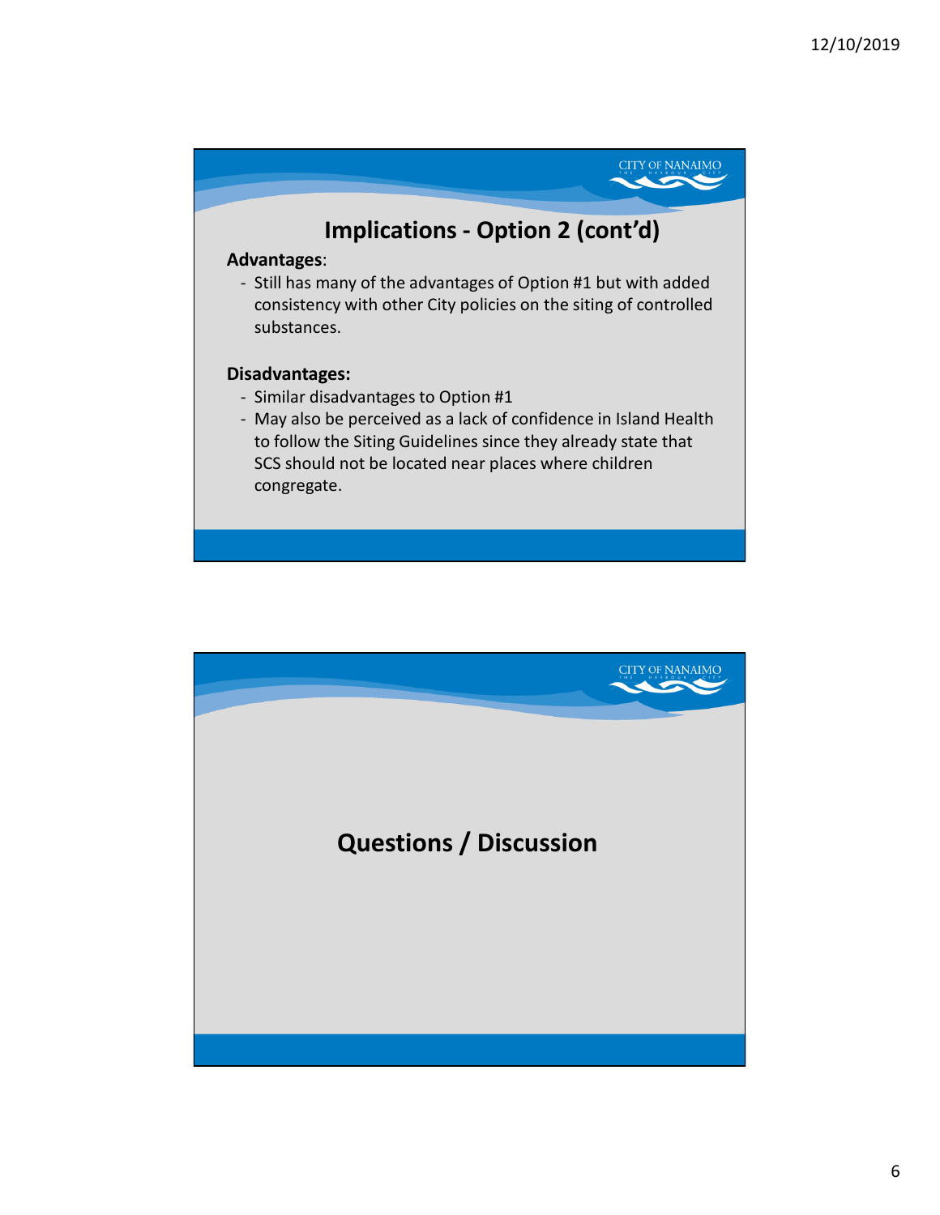## Implications - Option 2 (cont'd)

**Advantages**:

- Still has many of the advantages of Option #1 but with added consistency with other City policies on the siting of controlled substances.

**Disadvantages:**

- Similar disadvantages to Option #1
- May also be perceived as a lack of confidence in Island Health to follow the Siting Guidelines since they already state that SCS should not be located near places where children congregate.

## Questions / Discussion